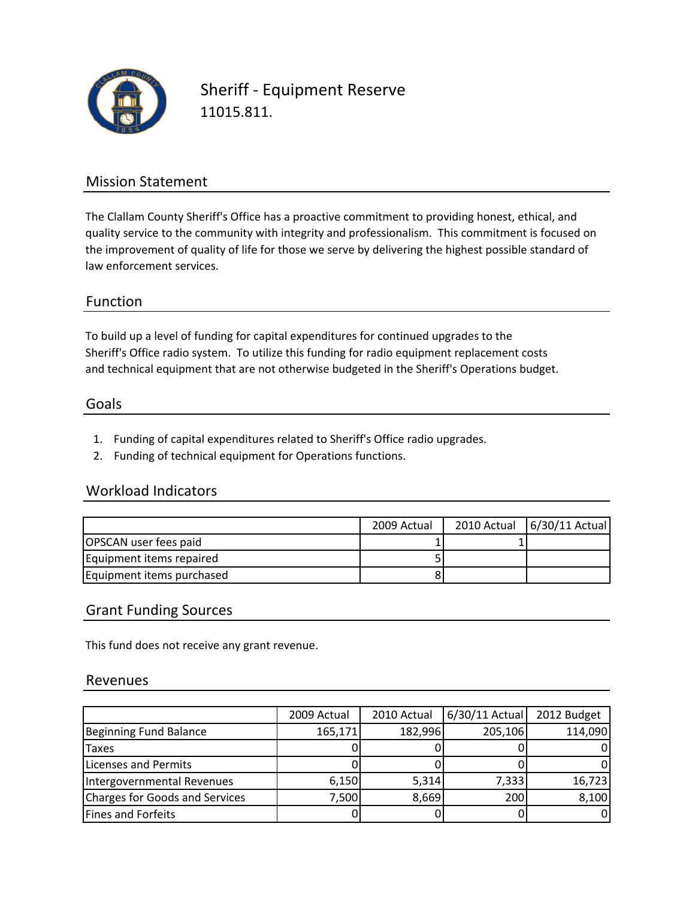# Sheriff - Equipment Reserve

11015.811.

## Mission Statement

The Clallam County Sheriff's Office has a proactive commitment to providing honest, ethical, and quality service to the community with integrity and professionalism. This commitment is focused on the improvement of quality of life for those we serve by delivering the highest possible standard of law enforcement services.

## Function

To build up a level of funding for capital expenditures for continued upgrades to the Sheriff's Office radio system. To utilize this funding for radio equipment replacement costs and technical equipment that are not otherwise budgeted in the Sheriff's Operations budget.

## Goals

1. Funding of capital expenditures related to Sheriff's Office radio upgrades.
2. Funding of technical equipment for Operations functions.

## Workload Indicators

| | 2009 Actual | 2010 Actual | 6/30/11 Actual |
|---|---|---|---|
| OPSCAN user fees paid | 1 | 1 | |
| Equipment items repaired | 5 | | |
| Equipment items purchased | 8 | | |

## Grant Funding Sources

This fund does not receive any grant revenue.

## Revenues

| | 2009 Actual | 2010 Actual | 6/30/11 Actual | 2012 Budget |
|---|---|---|---|---|
| Beginning Fund Balance | 165,171 | 182,996 | 205,106 | 114,090 |
| Taxes | 0 | 0 | 0 | 0 |
| Licenses and Permits | 0 | 0 | 0 | 0 |
| Intergovernmental Revenues | 6,150 | 5,314 | 7,333 | 16,723 |
| Charges for Goods and Services | 7,500 | 8,669 | 200 | 8,100 |
| Fines and Forfeits | 0 | 0 | 0 | 0 |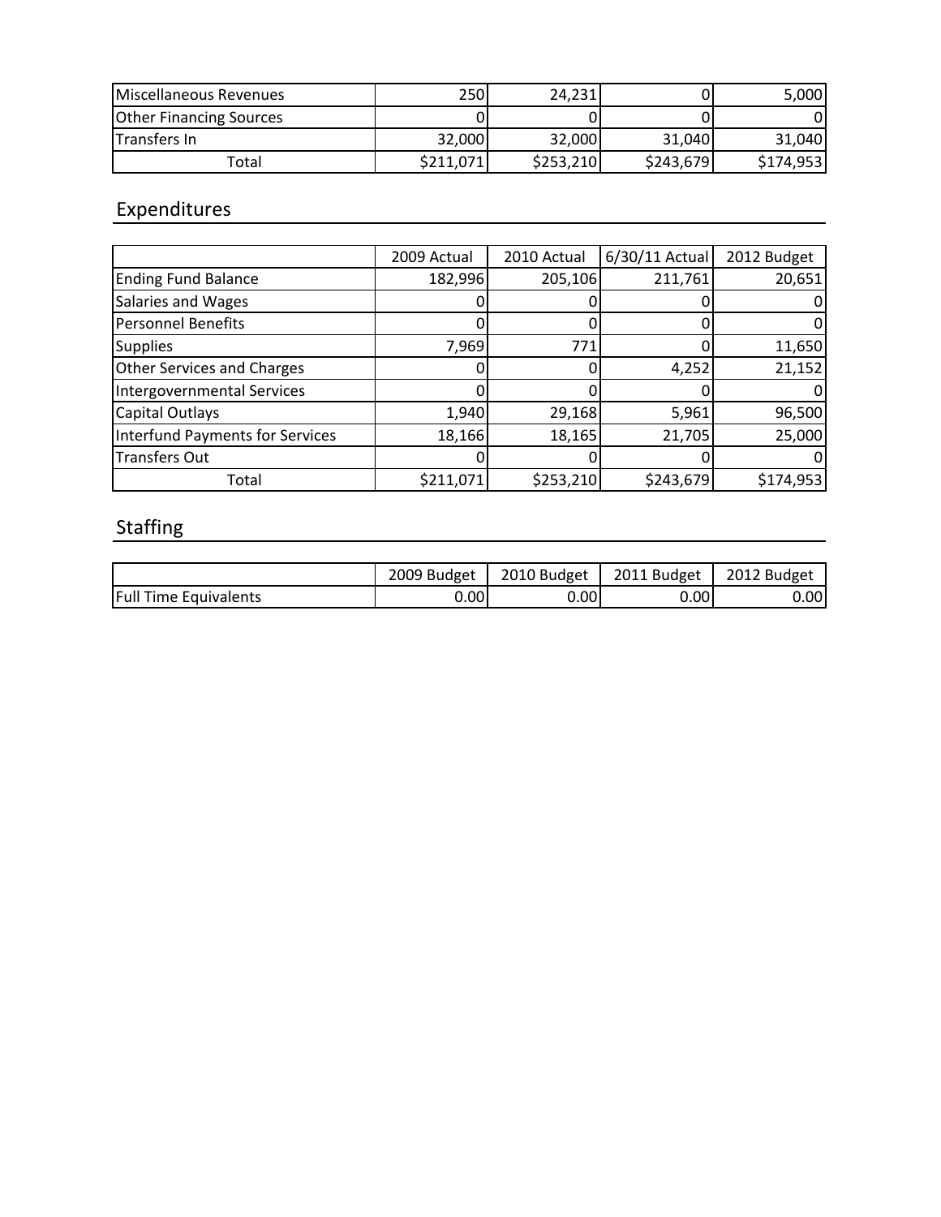| | | | | |
|---|---|---|---|---|
| Miscellaneous Revenues | 250 | 24,231 | 0 | 5,000 |
| Other Financing Sources | 0 | 0 | 0 | 0 |
| Transfers In | 32,000 | 32,000 | 31,040 | 31,040 |
| Total | $211,071 | $253,210 | $243,679 | $174,953 |

## Expenditures

| | 2009 Actual | 2010 Actual | 6/30/11 Actual | 2012 Budget |
|---|---|---|---|---|
| Ending Fund Balance | 182,996 | 205,106 | 211,761 | 20,651 |
| Salaries and Wages | 0 | 0 | 0 | 0 |
| Personnel Benefits | 0 | 0 | 0 | 0 |
| Supplies | 7,969 | 771 | 0 | 11,650 |
| Other Services and Charges | 0 | 0 | 4,252 | 21,152 |
| Intergovernmental Services | 0 | 0 | 0 | 0 |
| Capital Outlays | 1,940 | 29,168 | 5,961 | 96,500 |
| Interfund Payments for Services | 18,166 | 18,165 | 21,705 | 25,000 |
| Transfers Out | 0 | 0 | 0 | 0 |
| Total | $211,071 | $253,210 | $243,679 | $174,953 |

## Staffing

| | 2009 Budget | 2010 Budget | 2011 Budget | 2012 Budget |
|---|---|---|---|---|
| Full Time Equivalents | 0.00 | 0.00 | 0.00 | 0.00 |